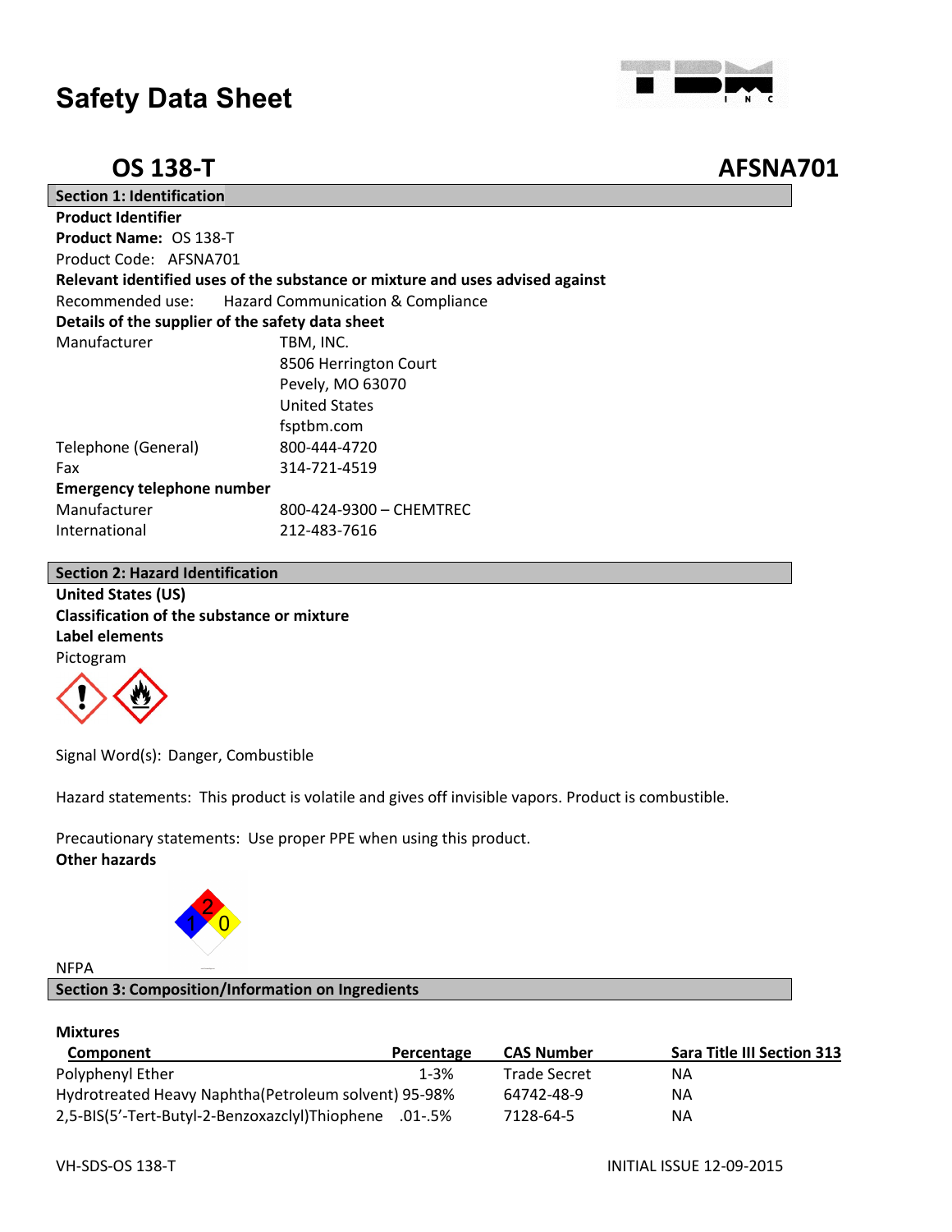# Safety Data Sheet

## OS 138-T AFSNA701

### Section 1: Identification

**Product Identifier**

**Product Name:** OS 138-T

Product Code: AFSNA701

**Relevant identified uses of the substance or mixture and uses advised against**

Recommended use: Hazard Communication & Compliance

**Details of the supplier of the safety data sheet**

| | |
|---|---|
| Manufacturer | TBM, INC. |
| | 8506 Herrington Court |
| | Pevely, MO 63070 |
| | United States |
| | fsptbm.com |
| Telephone (General) | 800-444-4720 |
| Fax | 314-721-4519 |

**Emergency telephone number**

| | |
|---|---|
| Manufacturer | 800-424-9300 – CHEMTREC |
| International | 212-483-7616 |

### Section 2: Hazard Identification

**United States (US)**

**Classification of the substance or mixture**

**Label elements**

Pictogram

Signal Word(s): Danger, Combustible

Hazard statements: This product is volatile and gives off invisible vapors. Product is combustible.

Precautionary statements: Use proper PPE when using this product.

**Other hazards**

NFPA

### Section 3: Composition/Information on Ingredients

**Mixtures**

| Component | Percentage | CAS Number | Sara Title III Section 313 |
|---|---|---|---|
| Polyphenyl Ether | 1-3% | Trade Secret | NA |
| Hydrotreated Heavy Naphtha(Petroleum solvent) | 95-98% | 64742-48-9 | NA |
| 2,5-BIS(5'-Tert-Butyl-2-Benzoxazclyl)Thiophene | .01-.5% | 7128-64-5 | NA |

VH-SDS-OS 138-T INITIAL ISSUE 12-09-2015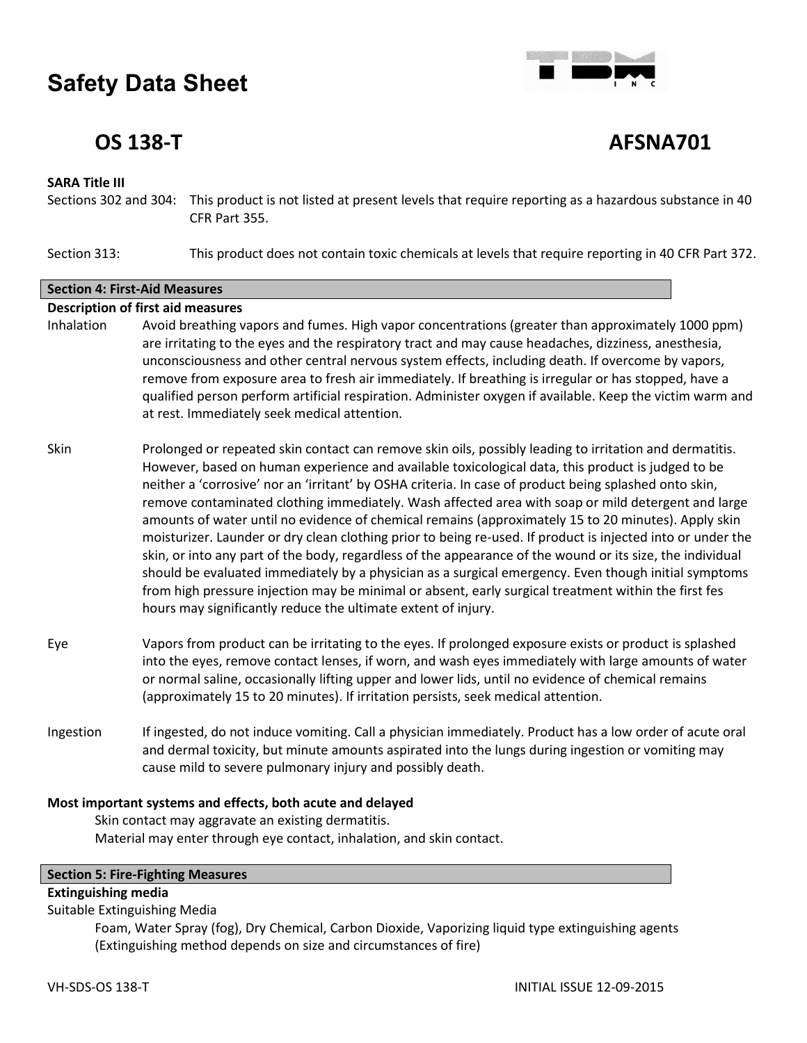# Safety Data Sheet

## OS 138-T AFSNA701

**SARA Title III**

Sections 302 and 304: This product is not listed at present levels that require reporting as a hazardous substance in 40 CFR Part 355.

Section 313: This product does not contain toxic chemicals at levels that require reporting in 40 CFR Part 372.

## Section 4: First-Aid Measures

**Description of first aid measures**

Inhalation: Avoid breathing vapors and fumes. High vapor concentrations (greater than approximately 1000 ppm) are irritating to the eyes and the respiratory tract and may cause headaches, dizziness, anesthesia, unconsciousness and other central nervous system effects, including death. If overcome by vapors, remove from exposure area to fresh air immediately. If breathing is irregular or has stopped, have a qualified person perform artificial respiration. Administer oxygen if available. Keep the victim warm and at rest. Immediately seek medical attention.

Skin: Prolonged or repeated skin contact can remove skin oils, possibly leading to irritation and dermatitis. However, based on human experience and available toxicological data, this product is judged to be neither a 'corrosive' nor an 'irritant' by OSHA criteria. In case of product being splashed onto skin, remove contaminated clothing immediately. Wash affected area with soap or mild detergent and large amounts of water until no evidence of chemical remains (approximately 15 to 20 minutes). Apply skin moisturizer. Launder or dry clean clothing prior to being re-used. If product is injected into or under the skin, or into any part of the body, regardless of the appearance of the wound or its size, the individual should be evaluated immediately by a physician as a surgical emergency. Even though initial symptoms from high pressure injection may be minimal or absent, early surgical treatment within the first fes hours may significantly reduce the ultimate extent of injury.

Eye: Vapors from product can be irritating to the eyes. If prolonged exposure exists or product is splashed into the eyes, remove contact lenses, if worn, and wash eyes immediately with large amounts of water or normal saline, occasionally lifting upper and lower lids, until no evidence of chemical remains (approximately 15 to 20 minutes). If irritation persists, seek medical attention.

Ingestion: If ingested, do not induce vomiting. Call a physician immediately. Product has a low order of acute oral and dermal toxicity, but minute amounts aspirated into the lungs during ingestion or vomiting may cause mild to severe pulmonary injury and possibly death.

**Most important systems and effects, both acute and delayed**

Skin contact may aggravate an existing dermatitis.
Material may enter through eye contact, inhalation, and skin contact.

## Section 5: Fire-Fighting Measures

**Extinguishing media**

Suitable Extinguishing Media

Foam, Water Spray (fog), Dry Chemical, Carbon Dioxide, Vaporizing liquid type extinguishing agents (Extinguishing method depends on size and circumstances of fire)

VH-SDS-OS 138-T INITIAL ISSUE 12-09-2015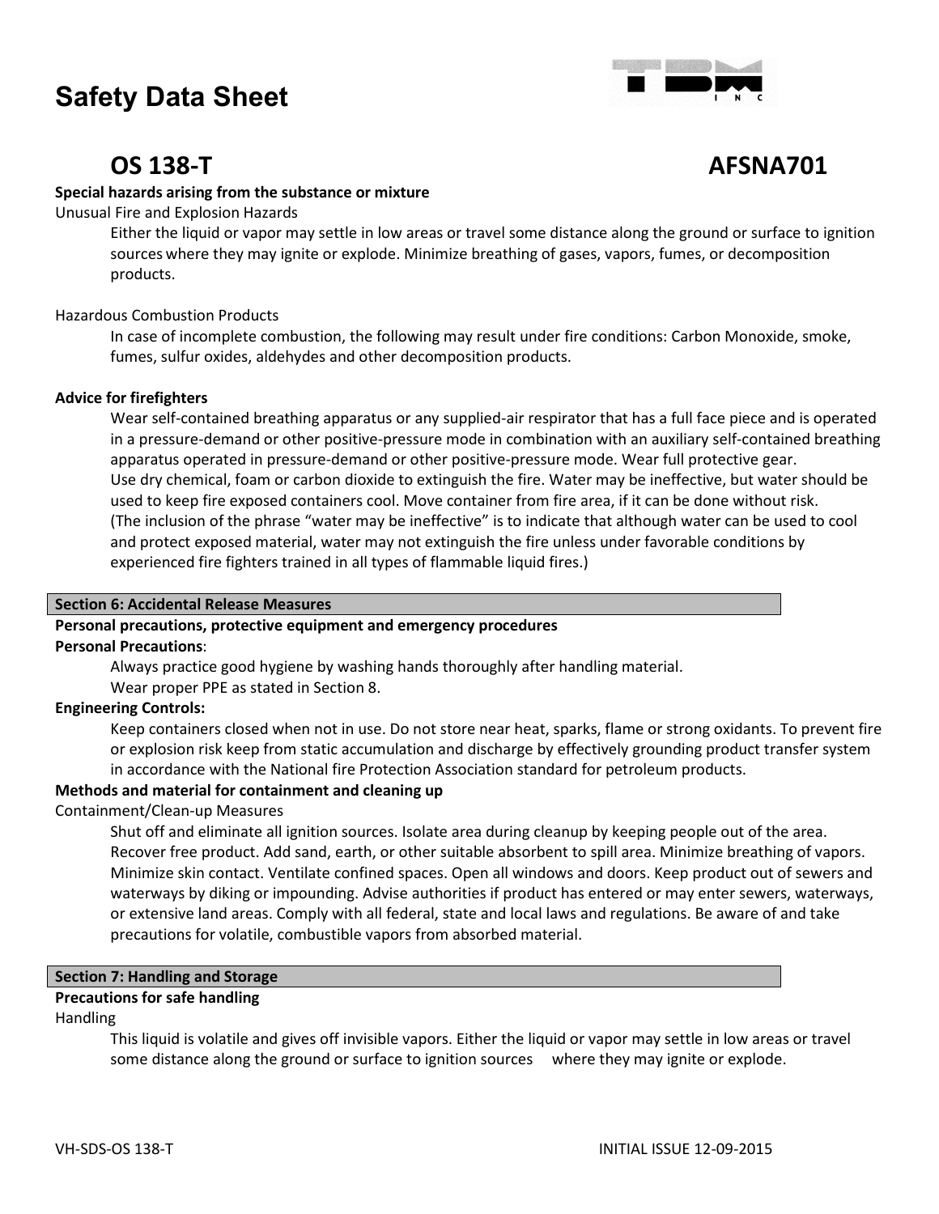## OS 138-T AFSNA701

**Special hazards arising from the substance or mixture**

Unusual Fire and Explosion Hazards

Either the liquid or vapor may settle in low areas or travel some distance along the ground or surface to ignition sources where they may ignite or explode. Minimize breathing of gases, vapors, fumes, or decomposition products.

Hazardous Combustion Products

In case of incomplete combustion, the following may result under fire conditions: Carbon Monoxide, smoke, fumes, sulfur oxides, aldehydes and other decomposition products.

**Advice for firefighters**

Wear self-contained breathing apparatus or any supplied-air respirator that has a full face piece and is operated in a pressure-demand or other positive-pressure mode in combination with an auxiliary self-contained breathing apparatus operated in pressure-demand or other positive-pressure mode. Wear full protective gear.
Use dry chemical, foam or carbon dioxide to extinguish the fire. Water may be ineffective, but water should be used to keep fire exposed containers cool. Move container from fire area, if it can be done without risk.
(The inclusion of the phrase "water may be ineffective" is to indicate that although water can be used to cool and protect exposed material, water may not extinguish the fire unless under favorable conditions by experienced fire fighters trained in all types of flammable liquid fires.)

### Section 6: Accidental Release Measures

**Personal precautions, protective equipment and emergency procedures**

**Personal Precautions**:

Always practice good hygiene by washing hands thoroughly after handling material.
Wear proper PPE as stated in Section 8.

**Engineering Controls:**

Keep containers closed when not in use. Do not store near heat, sparks, flame or strong oxidants. To prevent fire or explosion risk keep from static accumulation and discharge by effectively grounding product transfer system in accordance with the National fire Protection Association standard for petroleum products.

**Methods and material for containment and cleaning up**

Containment/Clean-up Measures

Shut off and eliminate all ignition sources. Isolate area during cleanup by keeping people out of the area. Recover free product. Add sand, earth, or other suitable absorbent to spill area. Minimize breathing of vapors. Minimize skin contact. Ventilate confined spaces. Open all windows and doors. Keep product out of sewers and waterways by diking or impounding. Advise authorities if product has entered or may enter sewers, waterways, or extensive land areas. Comply with all federal, state and local laws and regulations. Be aware of and take precautions for volatile, combustible vapors from absorbed material.

### Section 7: Handling and Storage

**Precautions for safe handling**

Handling

This liquid is volatile and gives off invisible vapors. Either the liquid or vapor may settle in low areas or travel some distance along the ground or surface to ignition sources where they may ignite or explode.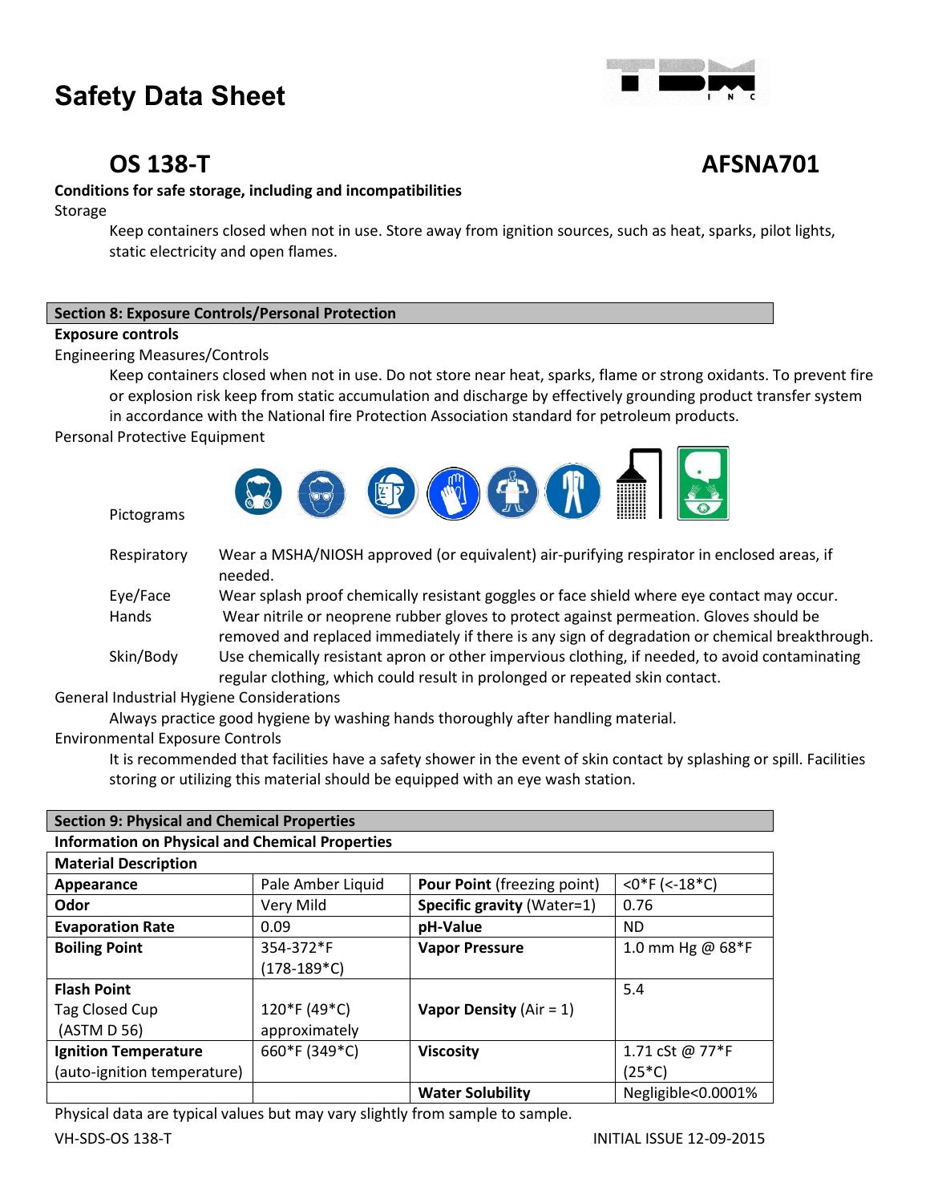# Safety Data Sheet

## OS 138-T AFSNA701

**Conditions for safe storage, including and incompatibilities**

Storage

Keep containers closed when not in use. Store away from ignition sources, such as heat, sparks, pilot lights, static electricity and open flames.

## Section 8: Exposure Controls/Personal Protection

**Exposure controls**

Engineering Measures/Controls

Keep containers closed when not in use. Do not store near heat, sparks, flame or strong oxidants. To prevent fire or explosion risk keep from static accumulation and discharge by effectively grounding product transfer system in accordance with the National fire Protection Association standard for petroleum products.

Personal Protective Equipment

Pictograms

| | |
|---|---|
| Respiratory | Wear a MSHA/NIOSH approved (or equivalent) air-purifying respirator in enclosed areas, if needed. |
| Eye/Face | Wear splash proof chemically resistant goggles or face shield where eye contact may occur. |
| Hands | Wear nitrile or neoprene rubber gloves to protect against permeation. Gloves should be removed and replaced immediately if there is any sign of degradation or chemical breakthrough. |
| Skin/Body | Use chemically resistant apron or other impervious clothing, if needed, to avoid contaminating regular clothing, which could result in prolonged or repeated skin contact. |

General Industrial Hygiene Considerations

Always practice good hygiene by washing hands thoroughly after handling material.

Environmental Exposure Controls

It is recommended that facilities have a safety shower in the event of skin contact by splashing or spill. Facilities storing or utilizing this material should be equipped with an eye wash station.

## Section 9: Physical and Chemical Properties

**Information on Physical and Chemical Properties**

| **Material Description** | | | |
|---|---|---|---|
| **Appearance** | Pale Amber Liquid | **Pour Point** (freezing point) | <0*F (<-18*C) |
| **Odor** | Very Mild | **Specific gravity** (Water=1) | 0.76 |
| **Evaporation Rate** | 0.09 | **pH-Value** | ND |
| **Boiling Point** | 354-372*F (178-189*C) | **Vapor Pressure** | 1.0 mm Hg @ 68*F |
| **Flash Point** Tag Closed Cup (ASTM D 56) | 120*F (49*C) approximately | **Vapor Density** (Air = 1) | 5.4 |
| **Ignition Temperature** (auto-ignition temperature) | 660*F (349*C) | **Viscosity** | 1.71 cSt @ 77*F (25*C) |
| | | **Water Solubility** | Negligible<0.0001% |

Physical data are typical values but may vary slightly from sample to sample.

VH-SDS-OS 138-T INITIAL ISSUE 12-09-2015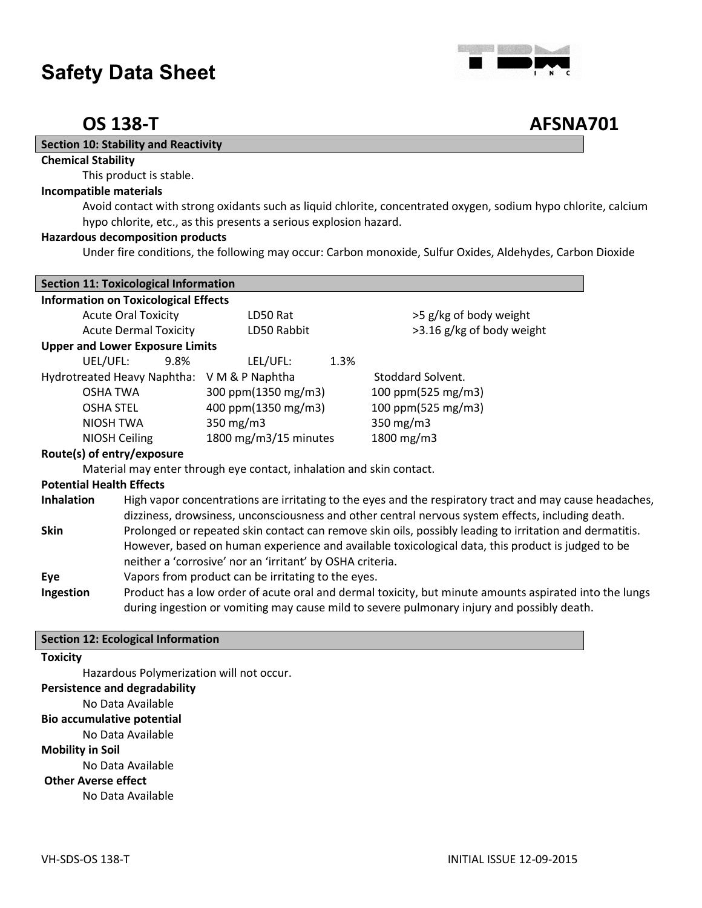# Safety Data Sheet

## OS 138-T AFSNA701

### Section 10: Stability and Reactivity

**Chemical Stability**

This product is stable.

**Incompatible materials**

Avoid contact with strong oxidants such as liquid chlorite, concentrated oxygen, sodium hypo chlorite, calcium hypo chlorite, etc., as this presents a serious explosion hazard.

**Hazardous decomposition products**

Under fire conditions, the following may occur: Carbon monoxide, Sulfur Oxides, Aldehydes, Carbon Dioxide

### Section 11: Toxicological Information

**Information on Toxicological Effects**

| | | |
|---|---|---|
| Acute Oral Toxicity | LD50 Rat | >5 g/kg of body weight |
| Acute Dermal Toxicity | LD50 Rabbit | >3.16 g/kg of body weight |

**Upper and Lower Exposure Limits**

UEL/UFL: 9.8% LEL/UFL: 1.3%

| Hydrotreated Heavy Naphtha: | V M & P Naphtha | Stoddard Solvent. |
|---|---|---|
| OSHA TWA | 300 ppm(1350 mg/m3) | 100 ppm(525 mg/m3) |
| OSHA STEL | 400 ppm(1350 mg/m3) | 100 ppm(525 mg/m3) |
| NIOSH TWA | 350 mg/m3 | 350 mg/m3 |
| NIOSH Ceiling | 1800 mg/m3/15 minutes | 1800 mg/m3 |

**Route(s) of entry/exposure**

Material may enter through eye contact, inhalation and skin contact.

**Potential Health Effects**

**Inhalation** High vapor concentrations are irritating to the eyes and the respiratory tract and may cause headaches, dizziness, drowsiness, unconsciousness and other central nervous system effects, including death.

**Skin** Prolonged or repeated skin contact can remove skin oils, possibly leading to irritation and dermatitis. However, based on human experience and available toxicological data, this product is judged to be neither a 'corrosive' nor an 'irritant' by OSHA criteria.

**Eye** Vapors from product can be irritating to the eyes.

**Ingestion** Product has a low order of acute oral and dermal toxicity, but minute amounts aspirated into the lungs during ingestion or vomiting may cause mild to severe pulmonary injury and possibly death.

### Section 12: Ecological Information

**Toxicity**

Hazardous Polymerization will not occur.

**Persistence and degradability**

No Data Available

**Bio accumulative potential**

No Data Available

**Mobility in Soil**

No Data Available

**Other Averse effect**

No Data Available

VH-SDS-OS 138-T INITIAL ISSUE 12-09-2015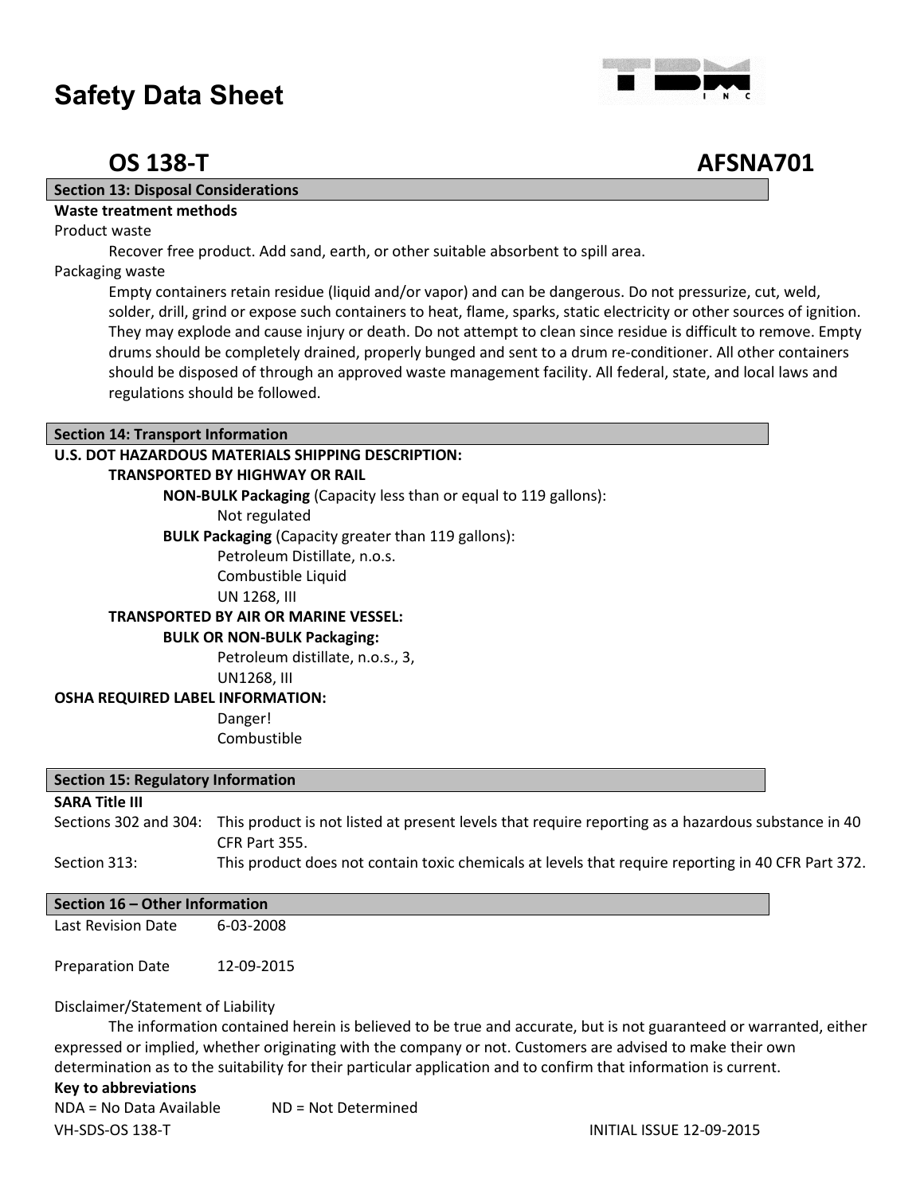# Safety Data Sheet

## OS 138-T AFSNA701

### Section 13: Disposal Considerations

**Waste treatment methods**

Product waste

Recover free product. Add sand, earth, or other suitable absorbent to spill area.

Packaging waste

Empty containers retain residue (liquid and/or vapor) and can be dangerous. Do not pressurize, cut, weld, solder, drill, grind or expose such containers to heat, flame, sparks, static electricity or other sources of ignition. They may explode and cause injury or death. Do not attempt to clean since residue is difficult to remove. Empty drums should be completely drained, properly bunged and sent to a drum re-conditioner. All other containers should be disposed of through an approved waste management facility. All federal, state, and local laws and regulations should be followed.

### Section 14: Transport Information

**U.S. DOT HAZARDOUS MATERIALS SHIPPING DESCRIPTION:**

**TRANSPORTED BY HIGHWAY OR RAIL**

**NON-BULK Packaging** (Capacity less than or equal to 119 gallons):

Not regulated

**BULK Packaging** (Capacity greater than 119 gallons):

Petroleum Distillate, n.o.s.
Combustible Liquid
UN 1268, III

**TRANSPORTED BY AIR OR MARINE VESSEL:**

**BULK OR NON-BULK Packaging:**

Petroleum distillate, n.o.s., 3,
UN1268, III

**OSHA REQUIRED LABEL INFORMATION:**

Danger!
Combustible

### Section 15: Regulatory Information

**SARA Title III**

Sections 302 and 304: This product is not listed at present levels that require reporting as a hazardous substance in 40 CFR Part 355.

Section 313: This product does not contain toxic chemicals at levels that require reporting in 40 CFR Part 372.

### Section 16 – Other Information

Last Revision Date 6-03-2008

Preparation Date 12-09-2015

Disclaimer/Statement of Liability

The information contained herein is believed to be true and accurate, but is not guaranteed or warranted, either expressed or implied, whether originating with the company or not. Customers are advised to make their own determination as to the suitability for their particular application and to confirm that information is current.

**Key to abbreviations**

NDA = No Data Available ND = Not Determined

VH-SDS-OS 138-T INITIAL ISSUE 12-09-2015